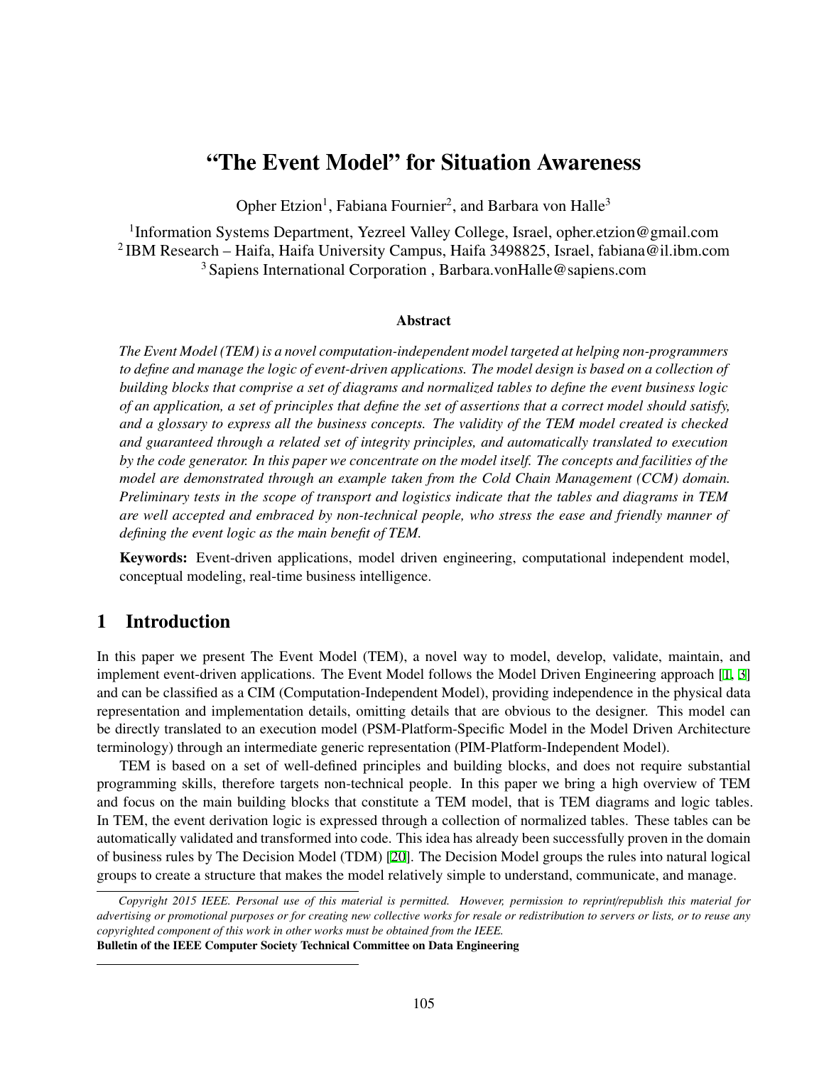# "The Event Model" for Situation Awareness

Opher Etzion[1], Fabiana Fournier[2], and Barbara von Halle[3]

[1]Information Systems Department, Yezreel Valley College, Israel, opher.etzion@gmail.com
[2]IBM Research – Haifa, Haifa University Campus, Haifa 3498825, Israel, fabiana@il.ibm.com
[3]Sapiens International Corporation , Barbara.vonHalle@sapiens.com

### Abstract

*The Event Model (TEM) is a novel computation-independent model targeted at helping non-programmers to define and manage the logic of event-driven applications. The model design is based on a collection of building blocks that comprise a set of diagrams and normalized tables to define the event business logic of an application, a set of principles that define the set of assertions that a correct model should satisfy, and a glossary to express all the business concepts. The validity of the TEM model created is checked and guaranteed through a related set of integrity principles, and automatically translated to execution by the code generator. In this paper we concentrate on the model itself. The concepts and facilities of the model are demonstrated through an example taken from the Cold Chain Management (CCM) domain. Preliminary tests in the scope of transport and logistics indicate that the tables and diagrams in TEM are well accepted and embraced by non-technical people, who stress the ease and friendly manner of defining the event logic as the main benefit of TEM.*

**Keywords:** Event-driven applications, model driven engineering, computational independent model, conceptual modeling, real-time business intelligence.

## 1 Introduction

In this paper we present The Event Model (TEM), a novel way to model, develop, validate, maintain, and implement event-driven applications. The Event Model follows the Model Driven Engineering approach [1, 3] and can be classified as a CIM (Computation-Independent Model), providing independence in the physical data representation and implementation details, omitting details that are obvious to the designer. This model can be directly translated to an execution model (PSM-Platform-Specific Model in the Model Driven Architecture terminology) through an intermediate generic representation (PIM-Platform-Independent Model).

TEM is based on a set of well-defined principles and building blocks, and does not require substantial programming skills, therefore targets non-technical people. In this paper we bring a high overview of TEM and focus on the main building blocks that constitute a TEM model, that is TEM diagrams and logic tables. In TEM, the event derivation logic is expressed through a collection of normalized tables. These tables can be automatically validated and transformed into code. This idea has already been successfully proven in the domain of business rules by The Decision Model (TDM) [20]. The Decision Model groups the rules into natural logical groups to create a structure that makes the model relatively simple to understand, communicate, and manage.

*Copyright 2015 IEEE. Personal use of this material is permitted. However, permission to reprint/republish this material for advertising or promotional purposes or for creating new collective works for resale or redistribution to servers or lists, or to reuse any copyrighted component of this work in other works must be obtained from the IEEE.*
**Bulletin of the IEEE Computer Society Technical Committee on Data Engineering**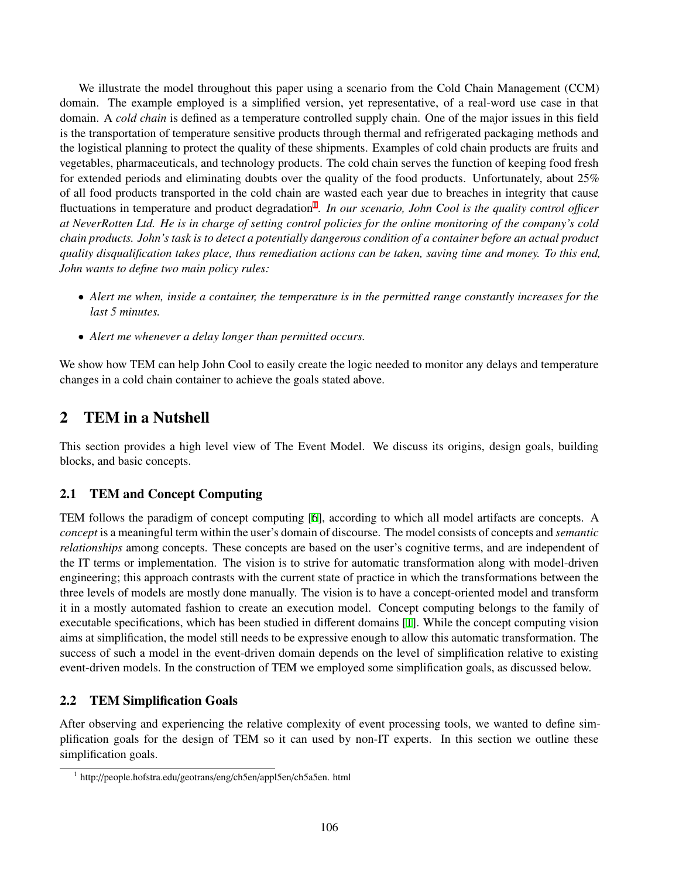We illustrate the model throughout this paper using a scenario from the Cold Chain Management (CCM) domain. The example employed is a simplified version, yet representative, of a real-word use case in that domain. A *cold chain* is defined as a temperature controlled supply chain. One of the major issues in this field is the transportation of temperature sensitive products through thermal and refrigerated packaging methods and the logistical planning to protect the quality of these shipments. Examples of cold chain products are fruits and vegetables, pharmaceuticals, and technology products. The cold chain serves the function of keeping food fresh for extended periods and eliminating doubts over the quality of the food products. Unfortunately, about 25% of all food products transported in the cold chain are wasted each year due to breaches in integrity that cause fluctuations in temperature and product degradation[1]. *In our scenario, John Cool is the quality control officer at NeverRotten Ltd. He is in charge of setting control policies for the online monitoring of the company's cold chain products. John's task is to detect a potentially dangerous condition of a container before an actual product quality disqualification takes place, thus remediation actions can be taken, saving time and money. To this end, John wants to define two main policy rules:*

- *Alert me when, inside a container, the temperature is in the permitted range constantly increases for the last 5 minutes.*
- *Alert me whenever a delay longer than permitted occurs.*

We show how TEM can help John Cool to easily create the logic needed to monitor any delays and temperature changes in a cold chain container to achieve the goals stated above.

## 2 TEM in a Nutshell

This section provides a high level view of The Event Model. We discuss its origins, design goals, building blocks, and basic concepts.

### 2.1 TEM and Concept Computing

TEM follows the paradigm of concept computing [6], according to which all model artifacts are concepts. A *concept* is a meaningful term within the user's domain of discourse. The model consists of concepts and *semantic relationships* among concepts. These concepts are based on the user's cognitive terms, and are independent of the IT terms or implementation. The vision is to strive for automatic transformation along with model-driven engineering; this approach contrasts with the current state of practice in which the transformations between the three levels of models are mostly done manually. The vision is to have a concept-oriented model and transform it in a mostly automated fashion to create an execution model. Concept computing belongs to the family of executable specifications, which has been studied in different domains [1]. While the concept computing vision aims at simplification, the model still needs to be expressive enough to allow this automatic transformation. The success of such a model in the event-driven domain depends on the level of simplification relative to existing event-driven models. In the construction of TEM we employed some simplification goals, as discussed below.

### 2.2 TEM Simplification Goals

After observing and experiencing the relative complexity of event processing tools, we wanted to define simplification goals for the design of TEM so it can used by non-IT experts. In this section we outline these simplification goals.

[1] http://people.hofstra.edu/geotrans/eng/ch5en/appl5en/ch5a5en. html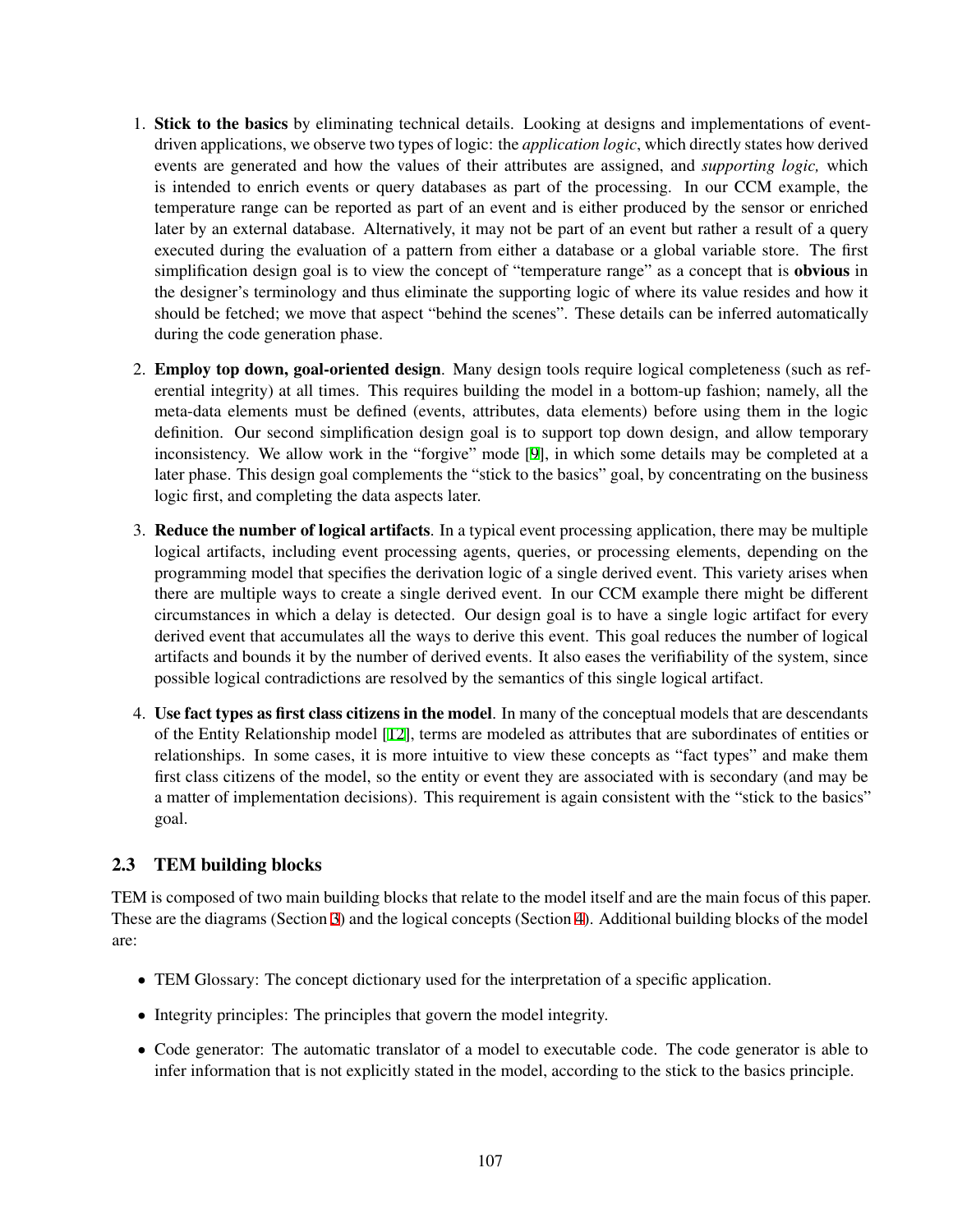1. **Stick to the basics** by eliminating technical details. Looking at designs and implementations of event-driven applications, we observe two types of logic: the *application logic*, which directly states how derived events are generated and how the values of their attributes are assigned, and *supporting logic,* which is intended to enrich events or query databases as part of the processing. In our CCM example, the temperature range can be reported as part of an event and is either produced by the sensor or enriched later by an external database. Alternatively, it may not be part of an event but rather a result of a query executed during the evaluation of a pattern from either a database or a global variable store. The first simplification design goal is to view the concept of "temperature range" as a concept that is **obvious** in the designer's terminology and thus eliminate the supporting logic of where its value resides and how it should be fetched; we move that aspect "behind the scenes". These details can be inferred automatically during the code generation phase.

2. **Employ top down, goal-oriented design**. Many design tools require logical completeness (such as referential integrity) at all times. This requires building the model in a bottom-up fashion; namely, all the meta-data elements must be defined (events, attributes, data elements) before using them in the logic definition. Our second simplification design goal is to support top down design, and allow temporary inconsistency. We allow work in the "forgive" mode [9], in which some details may be completed at a later phase. This design goal complements the "stick to the basics" goal, by concentrating on the business logic first, and completing the data aspects later.

3. **Reduce the number of logical artifacts**. In a typical event processing application, there may be multiple logical artifacts, including event processing agents, queries, or processing elements, depending on the programming model that specifies the derivation logic of a single derived event. This variety arises when there are multiple ways to create a single derived event. In our CCM example there might be different circumstances in which a delay is detected. Our design goal is to have a single logic artifact for every derived event that accumulates all the ways to derive this event. This goal reduces the number of logical artifacts and bounds it by the number of derived events. It also eases the verifiability of the system, since possible logical contradictions are resolved by the semantics of this single logical artifact.

4. **Use fact types as first class citizens in the model**. In many of the conceptual models that are descendants of the Entity Relationship model [12], terms are modeled as attributes that are subordinates of entities or relationships. In some cases, it is more intuitive to view these concepts as "fact types" and make them first class citizens of the model, so the entity or event they are associated with is secondary (and may be a matter of implementation decisions). This requirement is again consistent with the "stick to the basics" goal.

## 2.3 TEM building blocks

TEM is composed of two main building blocks that relate to the model itself and are the main focus of this paper. These are the diagrams (Section 3) and the logical concepts (Section 4). Additional building blocks of the model are:

- TEM Glossary: The concept dictionary used for the interpretation of a specific application.
- Integrity principles: The principles that govern the model integrity.
- Code generator: The automatic translator of a model to executable code. The code generator is able to infer information that is not explicitly stated in the model, according to the stick to the basics principle.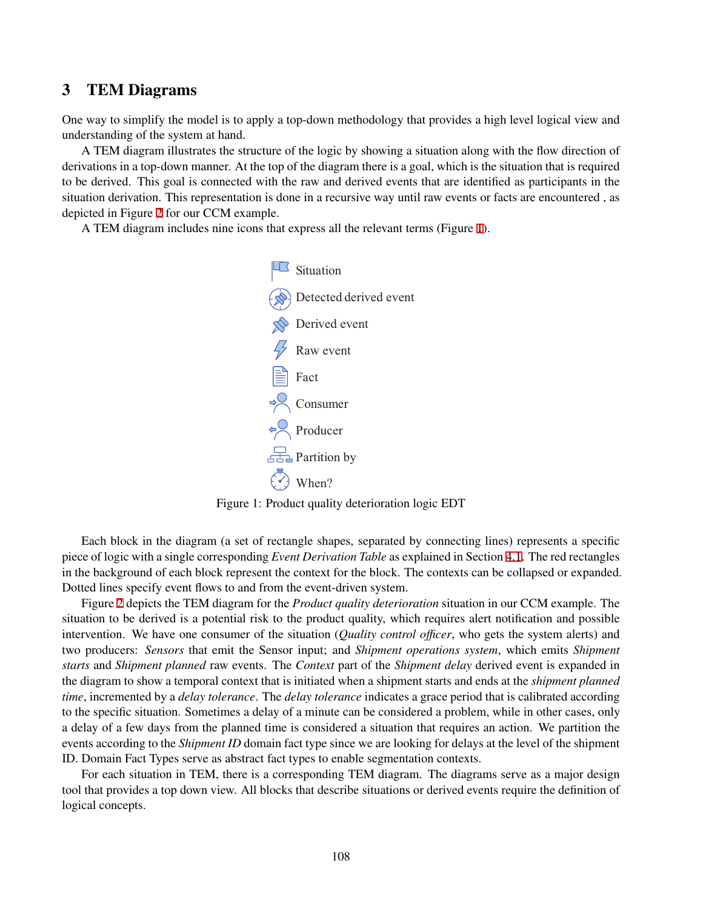## 3 TEM Diagrams

One way to simplify the model is to apply a top-down methodology that provides a high level logical view and understanding of the system at hand.

A TEM diagram illustrates the structure of the logic by showing a situation along with the flow direction of derivations in a top-down manner. At the top of the diagram there is a goal, which is the situation that is required to be derived. This goal is connected with the raw and derived events that are identified as participants in the situation derivation. This representation is done in a recursive way until raw events or facts are encountered , as depicted in Figure 2 for our CCM example.

A TEM diagram includes nine icons that express all the relevant terms (Figure 1).

Situation

Detected derived event

Derived event

Raw event

Fact

Consumer

Producer

Partition by

When?

Figure 1: Product quality deterioration logic EDT

Each block in the diagram (a set of rectangle shapes, separated by connecting lines) represents a specific piece of logic with a single corresponding *Event Derivation Table* as explained in Section 4.1. The red rectangles in the background of each block represent the context for the block. The contexts can be collapsed or expanded. Dotted lines specify event flows to and from the event-driven system.

Figure 2 depicts the TEM diagram for the *Product quality deterioration* situation in our CCM example. The situation to be derived is a potential risk to the product quality, which requires alert notification and possible intervention. We have one consumer of the situation (*Quality control officer*, who gets the system alerts) and two producers: *Sensors* that emit the Sensor input; and *Shipment operations system*, which emits *Shipment starts* and *Shipment planned* raw events. The *Context* part of the *Shipment delay* derived event is expanded in the diagram to show a temporal context that is initiated when a shipment starts and ends at the *shipment planned time*, incremented by a *delay tolerance*. The *delay tolerance* indicates a grace period that is calibrated according to the specific situation. Sometimes a delay of a minute can be considered a problem, while in other cases, only a delay of a few days from the planned time is considered a situation that requires an action. We partition the events according to the *Shipment ID* domain fact type since we are looking for delays at the level of the shipment ID. Domain Fact Types serve as abstract fact types to enable segmentation contexts.

For each situation in TEM, there is a corresponding TEM diagram. The diagrams serve as a major design tool that provides a top down view. All blocks that describe situations or derived events require the definition of logical concepts.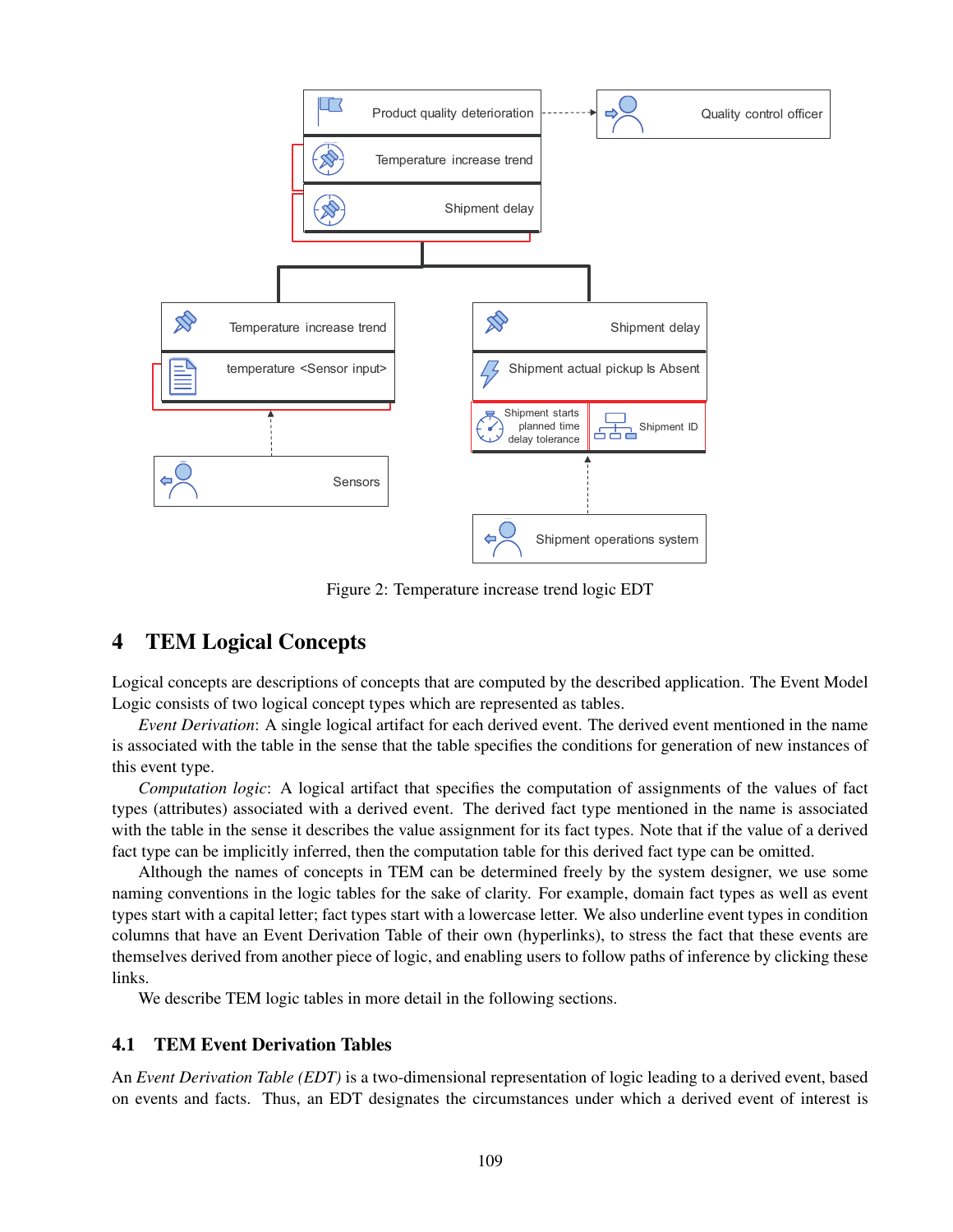Figure 2: Temperature increase trend logic EDT

## 4 TEM Logical Concepts

Logical concepts are descriptions of concepts that are computed by the described application. The Event Model Logic consists of two logical concept types which are represented as tables.

*Event Derivation*: A single logical artifact for each derived event. The derived event mentioned in the name is associated with the table in the sense that the table specifies the conditions for generation of new instances of this event type.

*Computation logic*: A logical artifact that specifies the computation of assignments of the values of fact types (attributes) associated with a derived event. The derived fact type mentioned in the name is associated with the table in the sense it describes the value assignment for its fact types. Note that if the value of a derived fact type can be implicitly inferred, then the computation table for this derived fact type can be omitted.

Although the names of concepts in TEM can be determined freely by the system designer, we use some naming conventions in the logic tables for the sake of clarity. For example, domain fact types as well as event types start with a capital letter; fact types start with a lowercase letter. We also underline event types in condition columns that have an Event Derivation Table of their own (hyperlinks), to stress the fact that these events are themselves derived from another piece of logic, and enabling users to follow paths of inference by clicking these links.

We describe TEM logic tables in more detail in the following sections.

### 4.1 TEM Event Derivation Tables

An *Event Derivation Table (EDT)* is a two-dimensional representation of logic leading to a derived event, based on events and facts. Thus, an EDT designates the circumstances under which a derived event of interest is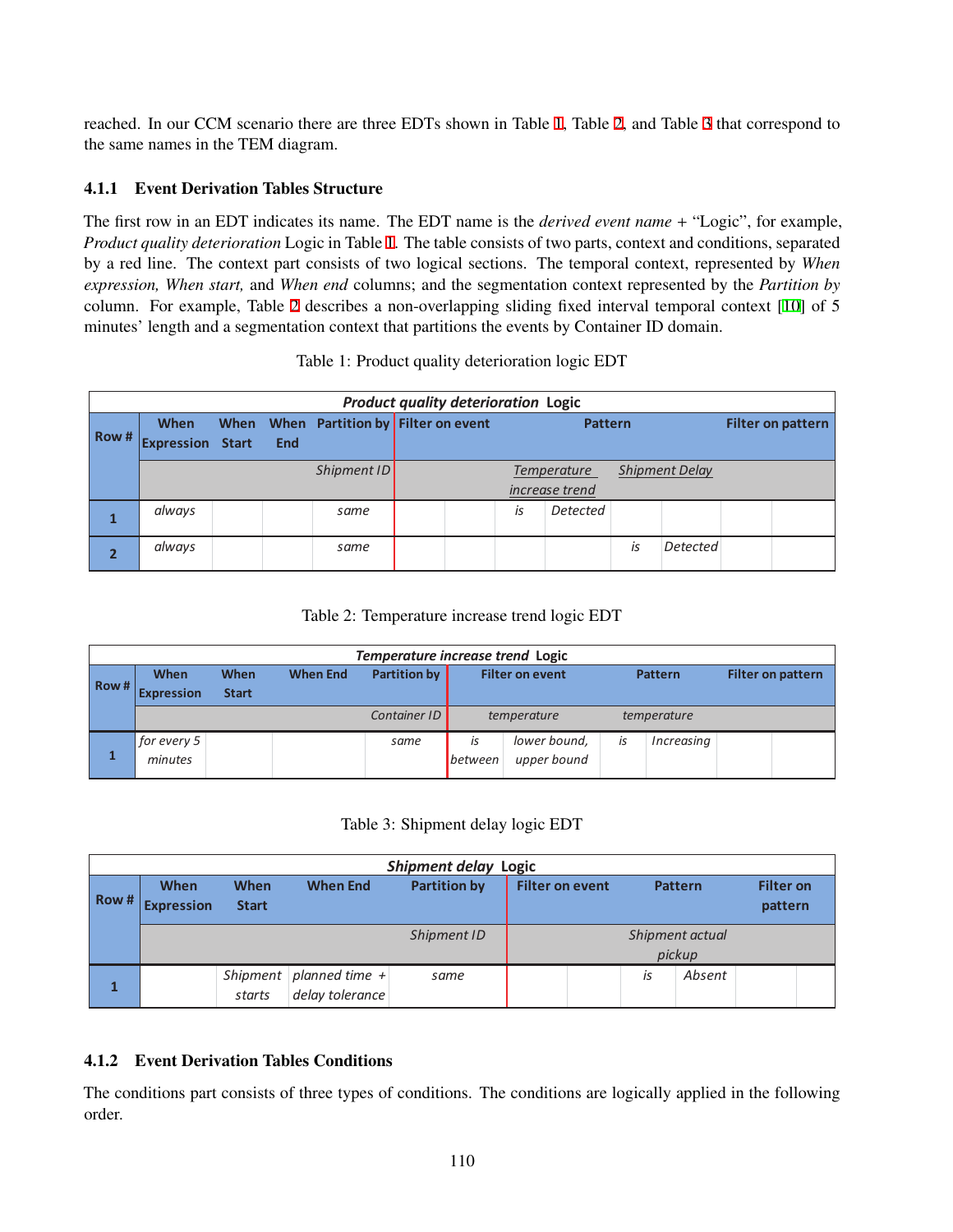reached. In our CCM scenario there are three EDTs shown in Table 1, Table 2, and Table 3 that correspond to the same names in the TEM diagram.

### 4.1.1 Event Derivation Tables Structure

The first row in an EDT indicates its name. The EDT name is the *derived event name* + "Logic", for example, *Product quality deterioration* Logic in Table 1. The table consists of two parts, context and conditions, separated by a red line. The context part consists of two logical sections. The temporal context, represented by *When expression, When start,* and *When end* columns; and the segmentation context represented by the *Partition by* column. For example, Table 2 describes a non-overlapping sliding fixed interval temporal context [10] of 5 minutes' length and a segmentation context that partitions the events by Container ID domain.

Table 1: Product quality deterioration logic EDT

| ***Product quality deterioration* Logic** | | | | | | | | | | | | | | |
|---|---|---|---|---|---|---|---|---|---|---|---|---|---|---|
| **Row #** | **When Expression** | **When Start** | **When End** | **Partition by** | **Filter on event** | | **Pattern** | | | | | | **Filter on pattern** | |
| | | | | *Shipment ID* | | | *Temperature increase trend* | | *Shipment Delay* | | | | | |
| **1** | *always* | | | *same* | | | *is* | *Detected* | | | | | | |
| **2** | *always* | | | *same* | | | | | *is* | *Detected* | | | | |

Table 2: Temperature increase trend logic EDT

| ***Temperature increase trend* Logic** | | | | | | | | | | |
|---|---|---|---|---|---|---|---|---|---|---|
| **Row #** | **When Expression** | **When Start** | **When End** | **Partition by** | **Filter on event** | | **Pattern** | | **Filter on pattern** | |
| | | | | *Container ID* | *temperature* | | *temperature* | | | |
| **1** | *for every 5 minutes* | | | *same* | *is between* | *lower bound, upper bound* | *is* | *Increasing* | | |

Table 3: Shipment delay logic EDT

| ***Shipment delay* Logic** | | | | | | | | | | |
|---|---|---|---|---|---|---|---|---|---|---|
| **Row #** | **When Expression** | **When Start** | **When End** | **Partition by** | **Filter on event** | | **Pattern** | | **Filter on pattern** | |
| | | | | *Shipment ID* | | | *Shipment actual pickup* | | | |
| **1** | | *Shipment starts* | *planned time + delay tolerance* | *same* | | | *is* | *Absent* | | |

### 4.1.2 Event Derivation Tables Conditions

The conditions part consists of three types of conditions. The conditions are logically applied in the following order.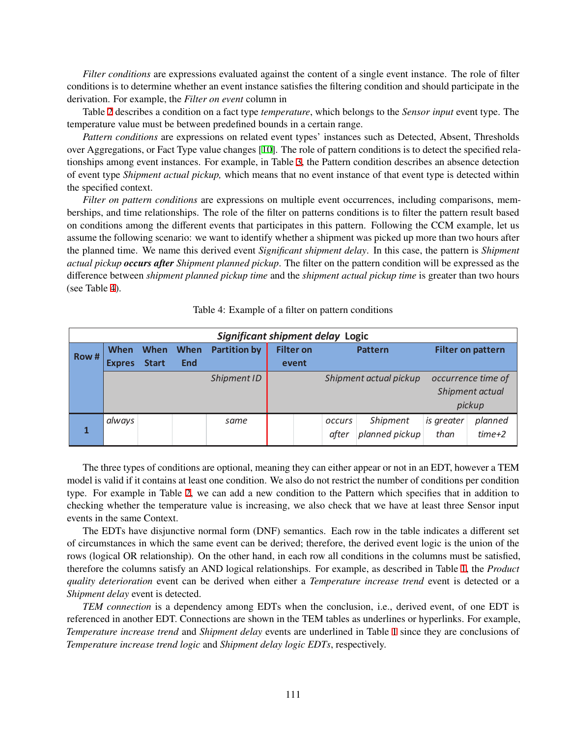*Filter conditions* are expressions evaluated against the content of a single event instance. The role of filter conditions is to determine whether an event instance satisfies the filtering condition and should participate in the derivation. For example, the *Filter on event* column in

Table 2 describes a condition on a fact type *temperature*, which belongs to the *Sensor input* event type. The temperature value must be between predefined bounds in a certain range.

*Pattern conditions* are expressions on related event types' instances such as Detected, Absent, Thresholds over Aggregations, or Fact Type value changes [10]. The role of pattern conditions is to detect the specified relationships among event instances. For example, in Table 3, the Pattern condition describes an absence detection of event type *Shipment actual pickup,* which means that no event instance of that event type is detected within the specified context.

*Filter on pattern conditions* are expressions on multiple event occurrences, including comparisons, memberships, and time relationships. The role of the filter on patterns conditions is to filter the pattern result based on conditions among the different events that participates in this pattern. Following the CCM example, let us assume the following scenario: we want to identify whether a shipment was picked up more than two hours after the planned time. We name this derived event *Significant shipment delay*. In this case, the pattern is *Shipment actual pickup* ***occurs after*** *Shipment planned pickup*. The filter on the pattern condition will be expressed as the difference between *shipment planned pickup time* and the *shipment actual pickup time* is greater than two hours (see Table 4).

Table 4: Example of a filter on pattern conditions

| ***Significant shipment delay* Logic** | | | | | | | | | | |
|---|---|---|---|---|---|---|---|---|---|---|
| **Row #** | **When Expres** | **When Start** | **When End** | **Partition by** | **Filter on event** | | **Pattern** | | **Filter on pattern** | |
| | | | | *Shipment ID* | | | *Shipment actual pickup* | | *occurrence time of Shipment actual pickup* | |
| **1** | *always* | | | *same* | | | *occurs after* | *Shipment planned pickup* | *is greater than* | *planned time+2* |

The three types of conditions are optional, meaning they can either appear or not in an EDT, however a TEM model is valid if it contains at least one condition. We also do not restrict the number of conditions per condition type. For example in Table 2, we can add a new condition to the Pattern which specifies that in addition to checking whether the temperature value is increasing, we also check that we have at least three Sensor input events in the same Context.

The EDTs have disjunctive normal form (DNF) semantics. Each row in the table indicates a different set of circumstances in which the same event can be derived; therefore, the derived event logic is the union of the rows (logical OR relationship). On the other hand, in each row all conditions in the columns must be satisfied, therefore the columns satisfy an AND logical relationships. For example, as described in Table 1, the *Product quality deterioration* event can be derived when either a *Temperature increase trend* event is detected or a *Shipment delay* event is detected.

*TEM connection* is a dependency among EDTs when the conclusion, i.e., derived event, of one EDT is referenced in another EDT. Connections are shown in the TEM tables as underlines or hyperlinks. For example, *Temperature increase trend* and *Shipment delay* events are underlined in Table 1 since they are conclusions of *Temperature increase trend logic* and *Shipment delay logic EDTs*, respectively.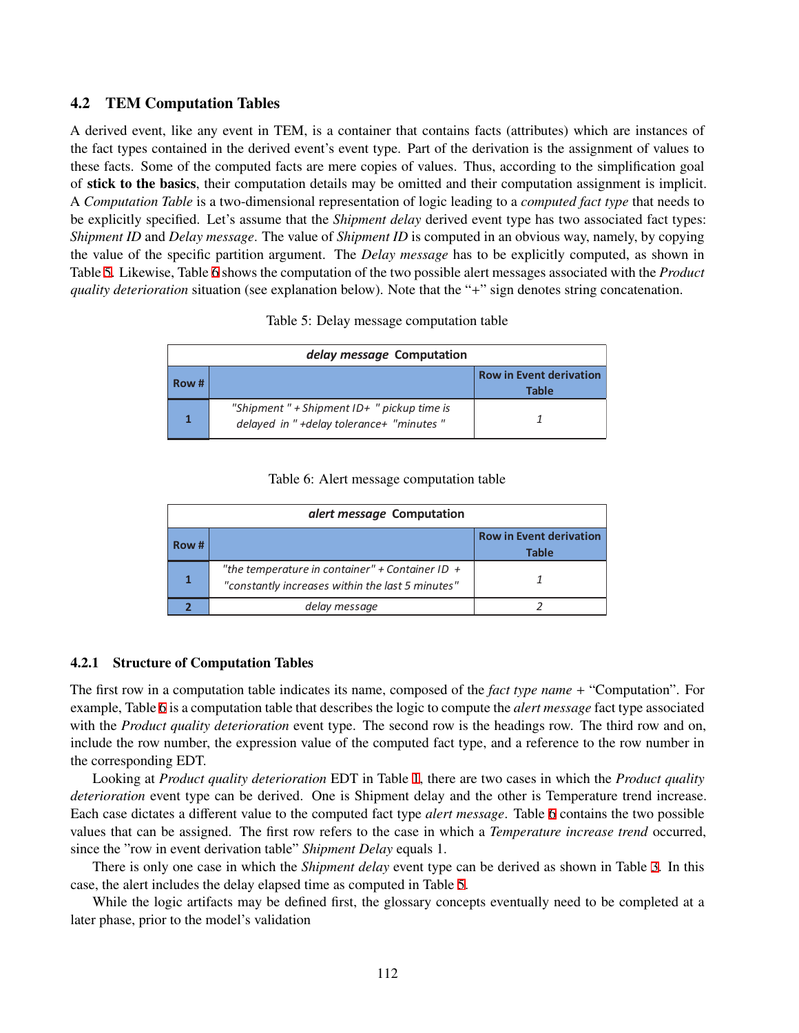## 4.2 TEM Computation Tables

A derived event, like any event in TEM, is a container that contains facts (attributes) which are instances of the fact types contained in the derived event's event type. Part of the derivation is the assignment of values to these facts. Some of the computed facts are mere copies of values. Thus, according to the simplification goal of **stick to the basics**, their computation details may be omitted and their computation assignment is implicit. A *Computation Table* is a two-dimensional representation of logic leading to a *computed fact type* that needs to be explicitly specified. Let's assume that the *Shipment delay* derived event type has two associated fact types: *Shipment ID* and *Delay message*. The value of *Shipment ID* is computed in an obvious way, namely, by copying the value of the specific partition argument. The *Delay message* has to be explicitly computed, as shown in Table 5. Likewise, Table 6 shows the computation of the two possible alert messages associated with the *Product quality deterioration* situation (see explanation below). Note that the "+" sign denotes string concatenation.

Table 5: Delay message computation table

| ***delay message* Computation** | | |
|---|---|---|
| **Row #** | | **Row in Event derivation Table** |
| **1** | *"Shipment " + Shipment ID+ " pickup time is delayed in " +delay tolerance+ "minutes "* | *1* |

Table 6: Alert message computation table

| ***alert message* Computation** | | |
|---|---|---|
| **Row #** | | **Row in Event derivation Table** |
| **1** | *"the temperature in container" + Container ID + "constantly increases within the last 5 minutes"* | *1* |
| **2** | *delay message* | *2* |

### 4.2.1 Structure of Computation Tables

The first row in a computation table indicates its name, composed of the *fact type name* + "Computation". For example, Table 6 is a computation table that describes the logic to compute the *alert message* fact type associated with the *Product quality deterioration* event type. The second row is the headings row. The third row and on, include the row number, the expression value of the computed fact type, and a reference to the row number in the corresponding EDT.

Looking at *Product quality deterioration* EDT in Table 1, there are two cases in which the *Product quality deterioration* event type can be derived. One is Shipment delay and the other is Temperature trend increase. Each case dictates a different value to the computed fact type *alert message*. Table 6 contains the two possible values that can be assigned. The first row refers to the case in which a *Temperature increase trend* occurred, since the "row in event derivation table" *Shipment Delay* equals 1.

There is only one case in which the *Shipment delay* event type can be derived as shown in Table 3. In this case, the alert includes the delay elapsed time as computed in Table 5.

While the logic artifacts may be defined first, the glossary concepts eventually need to be completed at a later phase, prior to the model's validation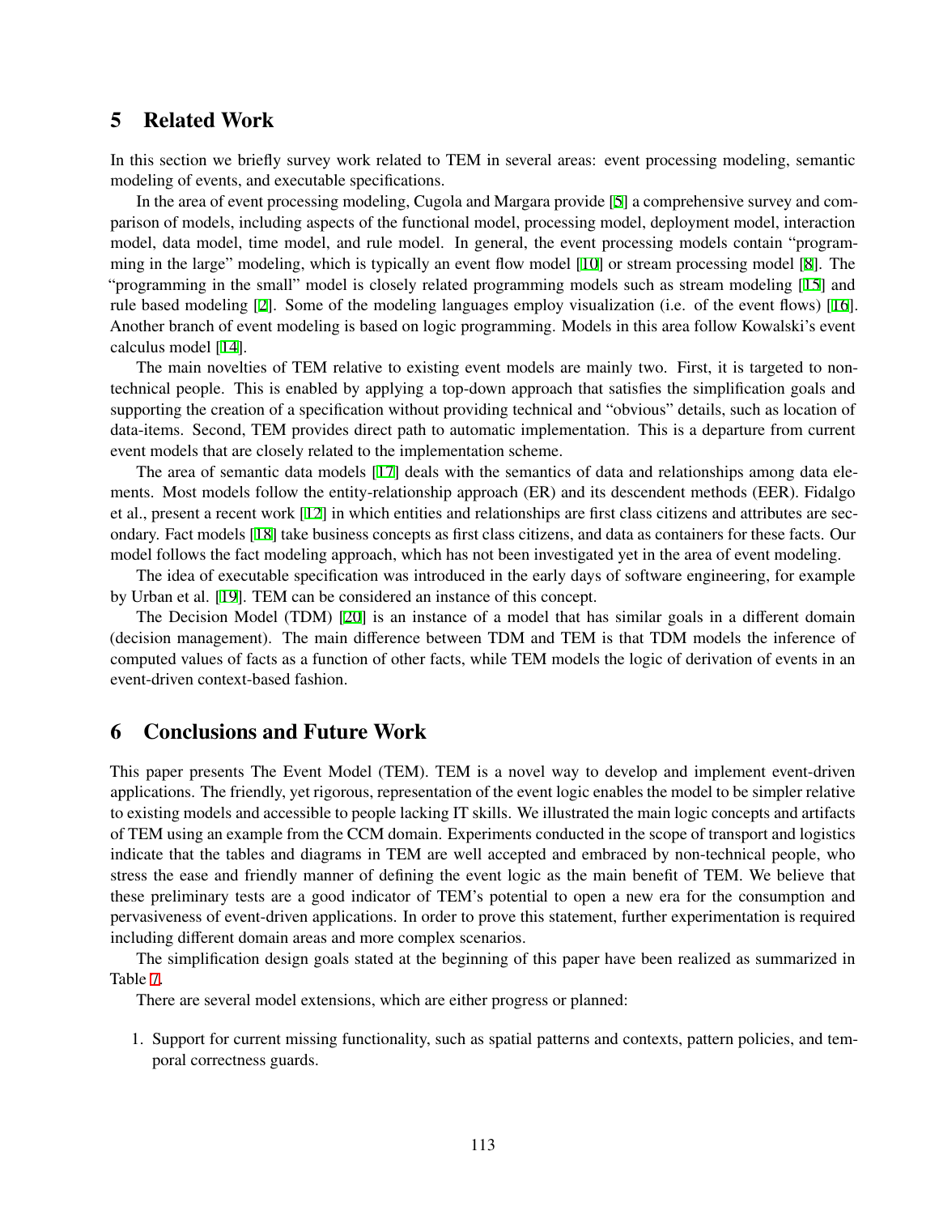## 5 Related Work

In this section we briefly survey work related to TEM in several areas: event processing modeling, semantic modeling of events, and executable specifications.

In the area of event processing modeling, Cugola and Margara provide [5] a comprehensive survey and comparison of models, including aspects of the functional model, processing model, deployment model, interaction model, data model, time model, and rule model. In general, the event processing models contain "programming in the large" modeling, which is typically an event flow model [10] or stream processing model [8]. The "programming in the small" model is closely related programming models such as stream modeling [15] and rule based modeling [2]. Some of the modeling languages employ visualization (i.e. of the event flows) [16]. Another branch of event modeling is based on logic programming. Models in this area follow Kowalski's event calculus model [14].

The main novelties of TEM relative to existing event models are mainly two. First, it is targeted to non-technical people. This is enabled by applying a top-down approach that satisfies the simplification goals and supporting the creation of a specification without providing technical and "obvious" details, such as location of data-items. Second, TEM provides direct path to automatic implementation. This is a departure from current event models that are closely related to the implementation scheme.

The area of semantic data models [17] deals with the semantics of data and relationships among data elements. Most models follow the entity-relationship approach (ER) and its descendent methods (EER). Fidalgo et al., present a recent work [12] in which entities and relationships are first class citizens and attributes are secondary. Fact models [18] take business concepts as first class citizens, and data as containers for these facts. Our model follows the fact modeling approach, which has not been investigated yet in the area of event modeling.

The idea of executable specification was introduced in the early days of software engineering, for example by Urban et al. [19]. TEM can be considered an instance of this concept.

The Decision Model (TDM) [20] is an instance of a model that has similar goals in a different domain (decision management). The main difference between TDM and TEM is that TDM models the inference of computed values of facts as a function of other facts, while TEM models the logic of derivation of events in an event-driven context-based fashion.

## 6 Conclusions and Future Work

This paper presents The Event Model (TEM). TEM is a novel way to develop and implement event-driven applications. The friendly, yet rigorous, representation of the event logic enables the model to be simpler relative to existing models and accessible to people lacking IT skills. We illustrated the main logic concepts and artifacts of TEM using an example from the CCM domain. Experiments conducted in the scope of transport and logistics indicate that the tables and diagrams in TEM are well accepted and embraced by non-technical people, who stress the ease and friendly manner of defining the event logic as the main benefit of TEM. We believe that these preliminary tests are a good indicator of TEM's potential to open a new era for the consumption and pervasiveness of event-driven applications. In order to prove this statement, further experimentation is required including different domain areas and more complex scenarios.

The simplification design goals stated at the beginning of this paper have been realized as summarized in Table 7.

There are several model extensions, which are either progress or planned:

1. Support for current missing functionality, such as spatial patterns and contexts, pattern policies, and temporal correctness guards.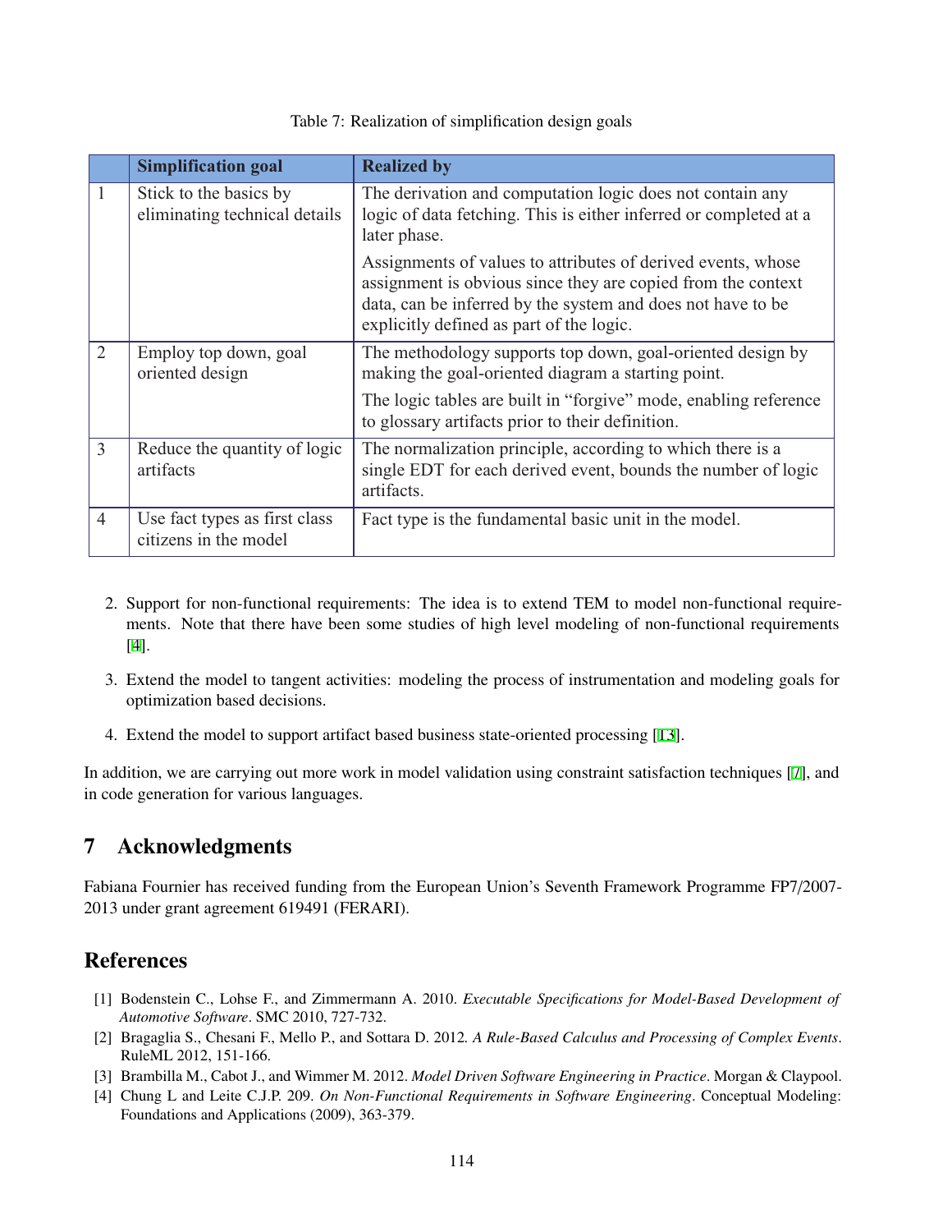Table 7: Realization of simplification design goals

| | Simplification goal | Realized by |
|---|---|---|
| 1 | Stick to the basics by eliminating technical details | The derivation and computation logic does not contain any logic of data fetching. This is either inferred or completed at a later phase.<br><br>Assignments of values to attributes of derived events, whose assignment is obvious since they are copied from the context data, can be inferred by the system and does not have to be explicitly defined as part of the logic. |
| 2 | Employ top down, goal oriented design | The methodology supports top down, goal-oriented design by making the goal-oriented diagram a starting point.<br><br>The logic tables are built in "forgive" mode, enabling reference to glossary artifacts prior to their definition. |
| 3 | Reduce the quantity of logic artifacts | The normalization principle, according to which there is a single EDT for each derived event, bounds the number of logic artifacts. |
| 4 | Use fact types as first class citizens in the model | Fact type is the fundamental basic unit in the model. |

2. Support for non-functional requirements: The idea is to extend TEM to model non-functional requirements. Note that there have been some studies of high level modeling of non-functional requirements [4].

3. Extend the model to tangent activities: modeling the process of instrumentation and modeling goals for optimization based decisions.

4. Extend the model to support artifact based business state-oriented processing [13].

In addition, we are carrying out more work in model validation using constraint satisfaction techniques [7], and in code generation for various languages.

## 7 Acknowledgments

Fabiana Fournier has received funding from the European Union's Seventh Framework Programme FP7/2007-2013 under grant agreement 619491 (FERARI).

## References

[1] Bodenstein C., Lohse F., and Zimmermann A. 2010. *Executable Specifications for Model-Based Development of Automotive Software*. SMC 2010, 727-732.

[2] Bragaglia S., Chesani F., Mello P., and Sottara D. 2012. *A Rule-Based Calculus and Processing of Complex Events*. RuleML 2012, 151-166.

[3] Brambilla M., Cabot J., and Wimmer M. 2012. *Model Driven Software Engineering in Practice*. Morgan & Claypool.

[4] Chung L and Leite C.J.P. 209. *On Non-Functional Requirements in Software Engineering*. Conceptual Modeling: Foundations and Applications (2009), 363-379.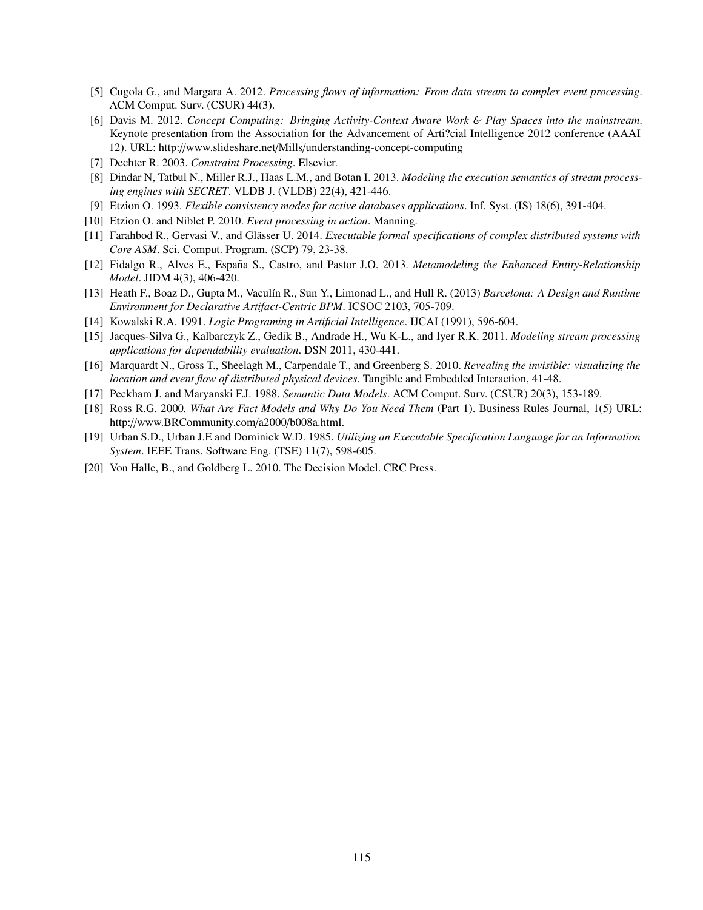[5] Cugola G., and Margara A. 2012. *Processing flows of information: From data stream to complex event processing*. ACM Comput. Surv. (CSUR) 44(3).

[6] Davis M. 2012. *Concept Computing: Bringing Activity-Context Aware Work & Play Spaces into the mainstream*. Keynote presentation from the Association for the Advancement of Arti?cial Intelligence 2012 conference (AAAI 12). URL: http://www.slideshare.net/Mills/understanding-concept-computing

[7] Dechter R. 2003. *Constraint Processing*. Elsevier.

[8] Dindar N, Tatbul N., Miller R.J., Haas L.M., and Botan I. 2013. *Modeling the execution semantics of stream processing engines with SECRET*. VLDB J. (VLDB) 22(4), 421-446.

[9] Etzion O. 1993. *Flexible consistency modes for active databases applications*. Inf. Syst. (IS) 18(6), 391-404.

[10] Etzion O. and Niblet P. 2010. *Event processing in action*. Manning.

[11] Farahbod R., Gervasi V., and Glässer U. 2014. *Executable formal specifications of complex distributed systems with Core ASM*. Sci. Comput. Program. (SCP) 79, 23-38.

[12] Fidalgo R., Alves E., España S., Castro, and Pastor J.O. 2013. *Metamodeling the Enhanced Entity-Relationship Model*. JIDM 4(3), 406-420.

[13] Heath F., Boaz D., Gupta M., Vaculín R., Sun Y., Limonad L., and Hull R. (2013) *Barcelona: A Design and Runtime Environment for Declarative Artifact-Centric BPM*. ICSOC 2103, 705-709.

[14] Kowalski R.A. 1991. *Logic Programing in Artificial Intelligence*. IJCAI (1991), 596-604.

[15] Jacques-Silva G., Kalbarczyk Z., Gedik B., Andrade H., Wu K-L., and Iyer R.K. 2011. *Modeling stream processing applications for dependability evaluation*. DSN 2011, 430-441.

[16] Marquardt N., Gross T., Sheelagh M., Carpendale T., and Greenberg S. 2010. *Revealing the invisible: visualizing the location and event flow of distributed physical devices*. Tangible and Embedded Interaction, 41-48.

[17] Peckham J. and Maryanski F.J. 1988. *Semantic Data Models*. ACM Comput. Surv. (CSUR) 20(3), 153-189.

[18] Ross R.G. 2000. *What Are Fact Models and Why Do You Need Them* (Part 1). Business Rules Journal, 1(5) URL: http://www.BRCommunity.com/a2000/b008a.html.

[19] Urban S.D., Urban J.E and Dominick W.D. 1985. *Utilizing an Executable Specification Language for an Information System*. IEEE Trans. Software Eng. (TSE) 11(7), 598-605.

[20] Von Halle, B., and Goldberg L. 2010. The Decision Model. CRC Press.